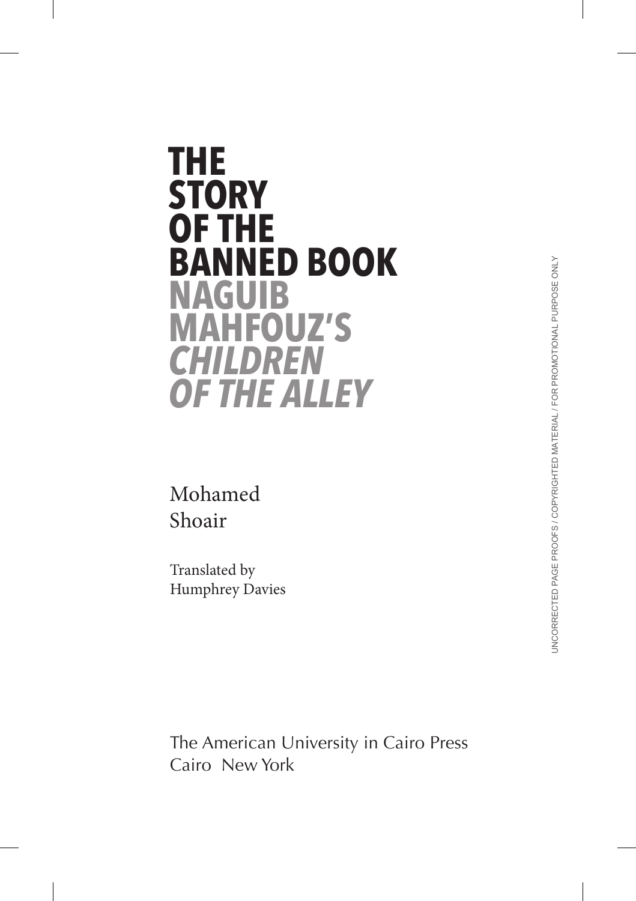# THE STORY OF THE BANNED BOOK

## NAGUIB MAHFOUZ'S *CHILDREN OF THE ALLEY*

Mohamed Shoair

Translated by Humphrey Davies

The American University in Cairo Press
Cairo New York

UNCORRECTED PAGE PROOFS / COPYRIGHTED MATERIAL / FOR PROMOTIONAL PURPOSE ONLY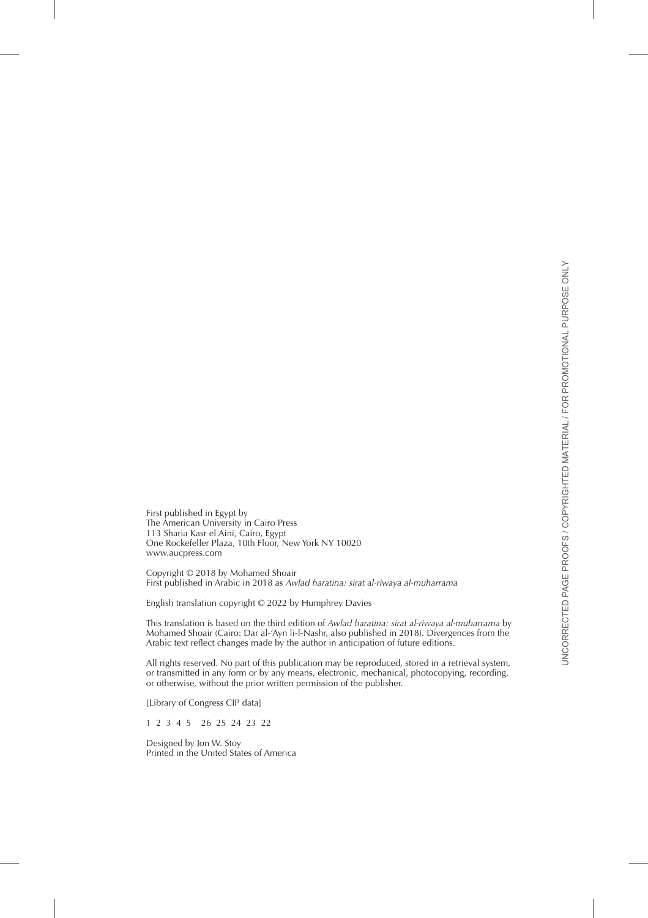First published in Egypt by
The American University in Cairo Press
113 Sharia Kasr el Aini, Cairo, Egypt
One Rockefeller Plaza, 10th Floor, New York NY 10020
www.aucpress.com

Copyright © 2018 by Mohamed Shoair
First published in Arabic in 2018 as *Awlad haratina: sirat al-riwaya al-muharrama*

English translation copyright © 2022 by Humphrey Davies

This translation is based on the third edition of *Awlad haratina: sirat al-riwaya al-muharrama* by Mohamed Shoair (Cairo: Dar al-'Ayn li-l-Nashr, also published in 2018). Divergences from the Arabic text reflect changes made by the author in anticipation of future editions.

All rights reserved. No part of this publication may be reproduced, stored in a retrieval system, or transmitted in any form or by any means, electronic, mechanical, photocopying, recording, or otherwise, without the prior written permission of the publisher.

[Library of Congress CIP data]

1 2 3 4 5 26 25 24 23 22

Designed by Jon W. Stoy
Printed in the United States of America

UNCORRECTED PAGE PROOFS / COPYRIGHTED MATERIAL / FOR PROMOTIONAL PURPOSE ONLY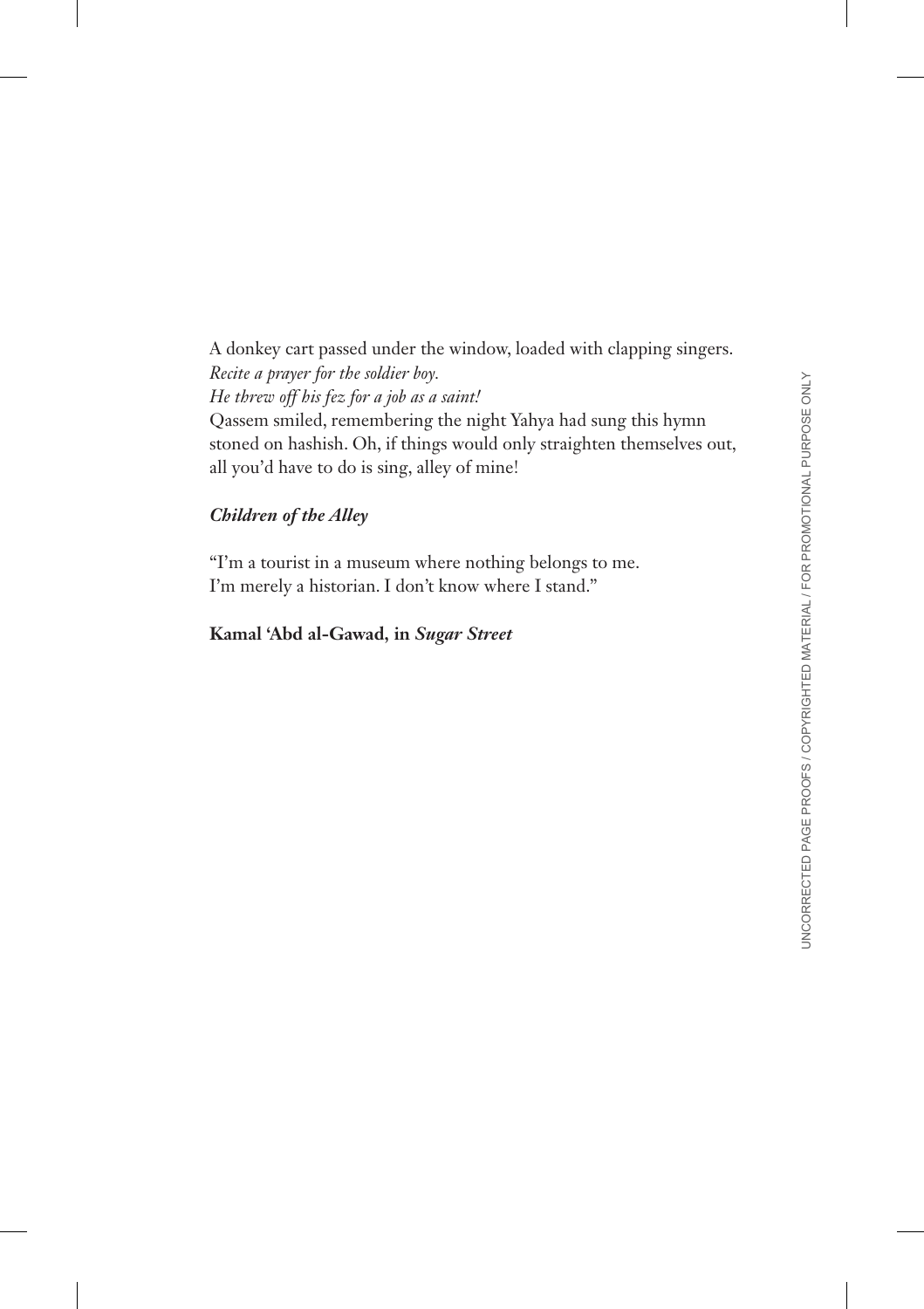A donkey cart passed under the window, loaded with clapping singers.
*Recite a prayer for the soldier boy.*
*He threw off his fez for a job as a saint!*
Qassem smiled, remembering the night Yahya had sung this hymn stoned on hashish. Oh, if things would only straighten themselves out, all you'd have to do is sing, alley of mine!

***Children of the Alley***

"I'm a tourist in a museum where nothing belongs to me.
I'm merely a historian. I don't know where I stand."

**Kamal 'Abd al-Gawad, in *Sugar Street***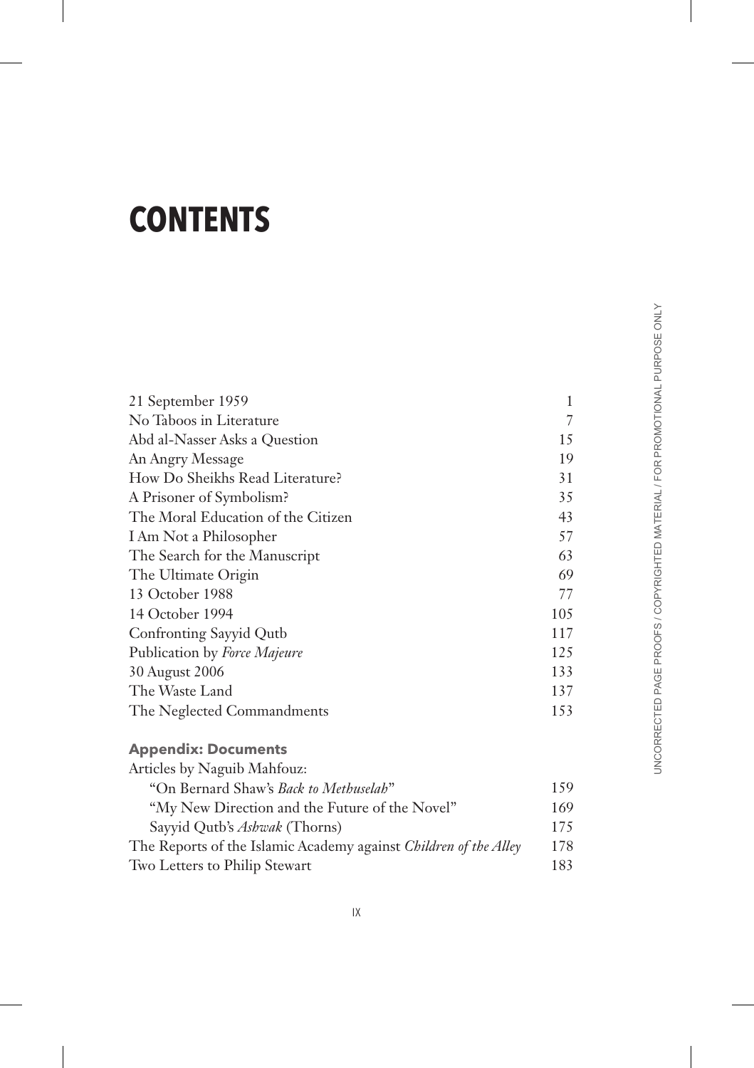# CONTENTS

| | |
|---|---|
| 21 September 1959 | 1 |
| No Taboos in Literature | 7 |
| Abd al-Nasser Asks a Question | 15 |
| An Angry Message | 19 |
| How Do Sheikhs Read Literature? | 31 |
| A Prisoner of Symbolism? | 35 |
| The Moral Education of the Citizen | 43 |
| I Am Not a Philosopher | 57 |
| The Search for the Manuscript | 63 |
| The Ultimate Origin | 69 |
| 13 October 1988 | 77 |
| 14 October 1994 | 105 |
| Confronting Sayyid Qutb | 117 |
| Publication by *Force Majeure* | 125 |
| 30 August 2006 | 133 |
| The Waste Land | 137 |
| The Neglected Commandments | 153 |

**Appendix: Documents**

| | |
|---|---|
| Articles by Naguib Mahfouz: | |
| "On Bernard Shaw's *Back to Methuselah*" | 159 |
| "My New Direction and the Future of the Novel" | 169 |
| Sayyid Qutb's *Ashwak* (Thorns) | 175 |
| The Reports of the Islamic Academy against *Children of the Alley* | 178 |
| Two Letters to Philip Stewart | 183 |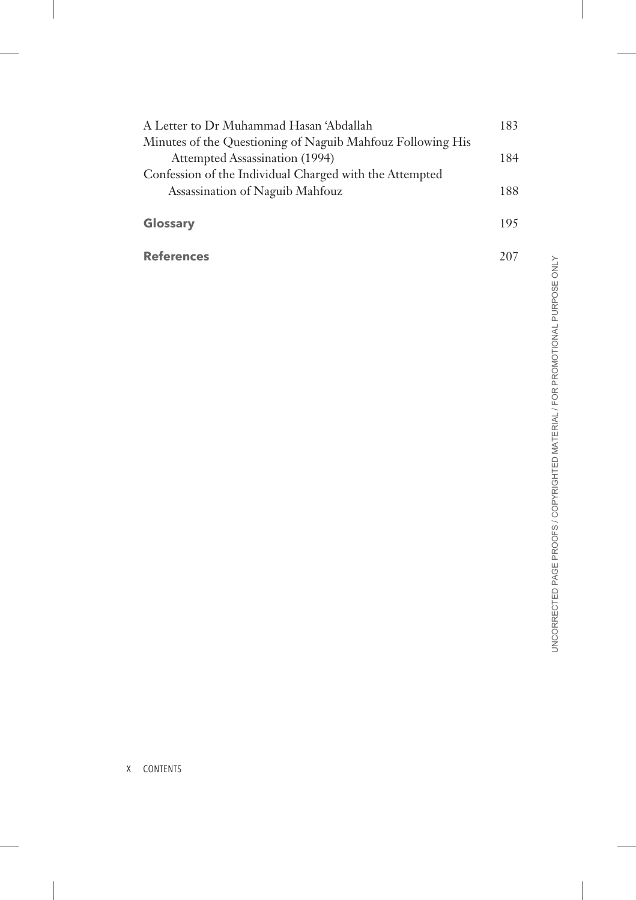A Letter to Dr Muhammad Hasan ʻAbdallah 183

Minutes of the Questioning of Naguib Mahfouz Following His Attempted Assassination (1994) 184

Confession of the Individual Charged with the Attempted Assassination of Naguib Mahfouz 188

**Glossary** 195

**References** 207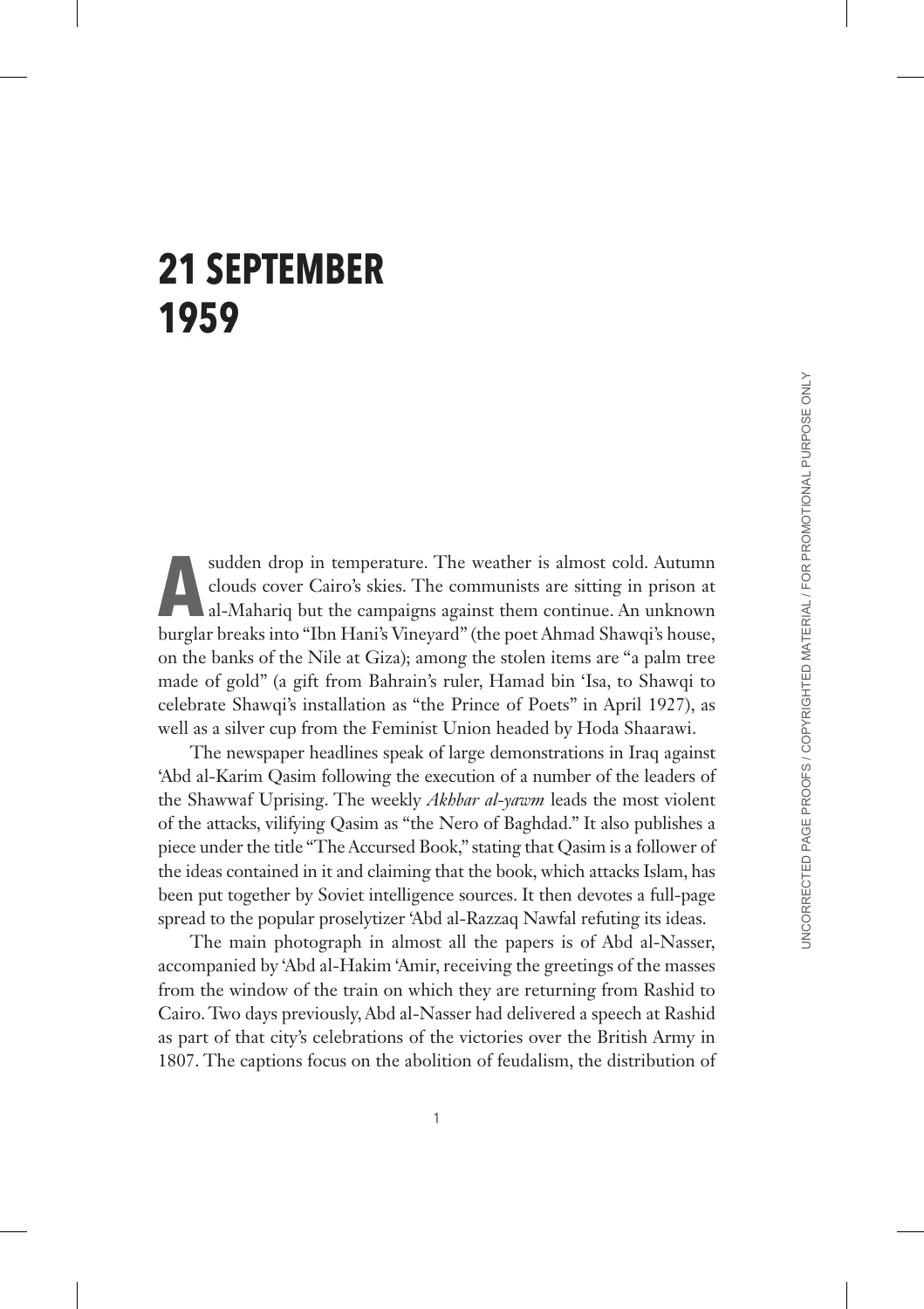# 21 SEPTEMBER 1959

A sudden drop in temperature. The weather is almost cold. Autumn clouds cover Cairo's skies. The communists are sitting in prison at al-Mahariq but the campaigns against them continue. An unknown burglar breaks into "Ibn Hani's Vineyard" (the poet Ahmad Shawqi's house, on the banks of the Nile at Giza); among the stolen items are "a palm tree made of gold" (a gift from Bahrain's ruler, Hamad bin 'Isa, to Shawqi to celebrate Shawqi's installation as "the Prince of Poets" in April 1927), as well as a silver cup from the Feminist Union headed by Hoda Shaarawi.

The newspaper headlines speak of large demonstrations in Iraq against 'Abd al-Karim Qasim following the execution of a number of the leaders of the Shawwaf Uprising. The weekly *Akhbar al-yawm* leads the most violent of the attacks, vilifying Qasim as "the Nero of Baghdad." It also publishes a piece under the title "The Accursed Book," stating that Qasim is a follower of the ideas contained in it and claiming that the book, which attacks Islam, has been put together by Soviet intelligence sources. It then devotes a full-page spread to the popular proselytizer 'Abd al-Razzaq Nawfal refuting its ideas.

The main photograph in almost all the papers is of Abd al-Nasser, accompanied by 'Abd al-Hakim 'Amir, receiving the greetings of the masses from the window of the train on which they are returning from Rashid to Cairo. Two days previously, Abd al-Nasser had delivered a speech at Rashid as part of that city's celebrations of the victories over the British Army in 1807. The captions focus on the abolition of feudalism, the distribution of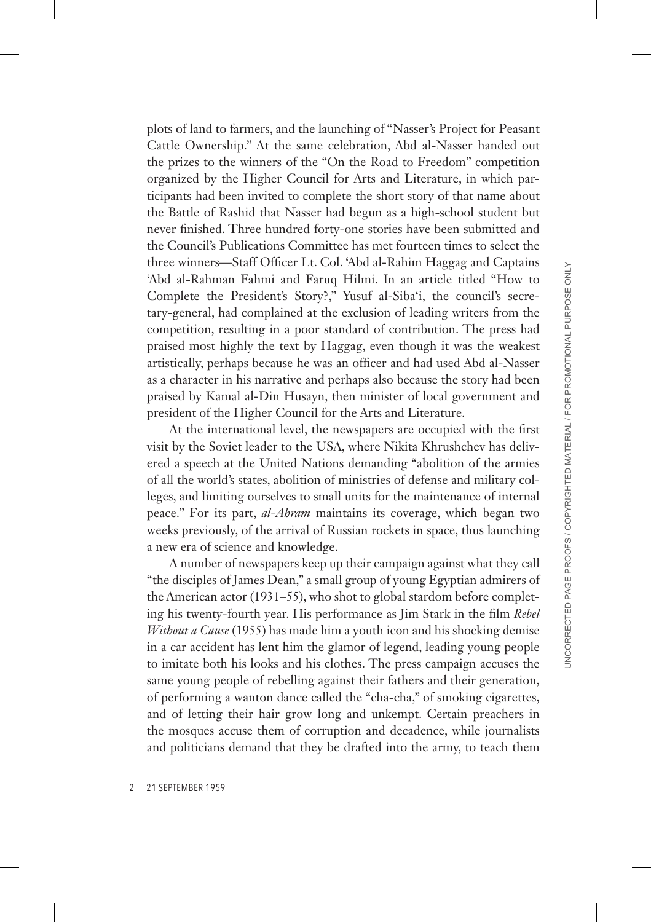plots of land to farmers, and the launching of "Nasser's Project for Peasant Cattle Ownership." At the same celebration, Abd al-Nasser handed out the prizes to the winners of the "On the Road to Freedom" competition organized by the Higher Council for Arts and Literature, in which participants had been invited to complete the short story of that name about the Battle of Rashid that Nasser had begun as a high-school student but never finished. Three hundred forty-one stories have been submitted and the Council's Publications Committee has met fourteen times to select the three winners—Staff Officer Lt. Col. 'Abd al-Rahim Haggag and Captains 'Abd al-Rahman Fahmi and Faruq Hilmi. In an article titled "How to Complete the President's Story?," Yusuf al-Siba'i, the council's secretary-general, had complained at the exclusion of leading writers from the competition, resulting in a poor standard of contribution. The press had praised most highly the text by Haggag, even though it was the weakest artistically, perhaps because he was an officer and had used Abd al-Nasser as a character in his narrative and perhaps also because the story had been praised by Kamal al-Din Husayn, then minister of local government and president of the Higher Council for the Arts and Literature.

At the international level, the newspapers are occupied with the first visit by the Soviet leader to the USA, where Nikita Khrushchev has delivered a speech at the United Nations demanding "abolition of the armies of all the world's states, abolition of ministries of defense and military colleges, and limiting ourselves to small units for the maintenance of internal peace." For its part, *al-Ahram* maintains its coverage, which began two weeks previously, of the arrival of Russian rockets in space, thus launching a new era of science and knowledge.

A number of newspapers keep up their campaign against what they call "the disciples of James Dean," a small group of young Egyptian admirers of the American actor (1931–55), who shot to global stardom before completing his twenty-fourth year. His performance as Jim Stark in the film *Rebel Without a Cause* (1955) has made him a youth icon and his shocking demise in a car accident has lent him the glamor of legend, leading young people to imitate both his looks and his clothes. The press campaign accuses the same young people of rebelling against their fathers and their generation, of performing a wanton dance called the "cha-cha," of smoking cigarettes, and of letting their hair grow long and unkempt. Certain preachers in the mosques accuse them of corruption and decadence, while journalists and politicians demand that they be drafted into the army, to teach them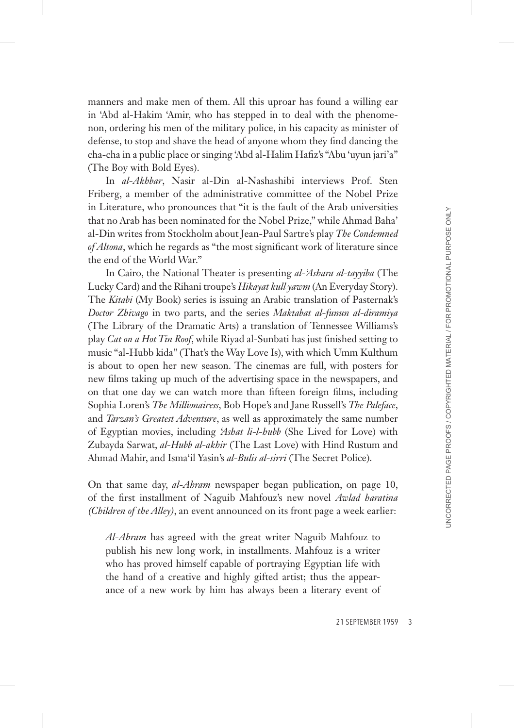manners and make men of them. All this uproar has found a willing ear in 'Abd al-Hakim 'Amir, who has stepped in to deal with the phenomenon, ordering his men of the military police, in his capacity as minister of defense, to stop and shave the head of anyone whom they find dancing the cha-cha in a public place or singing 'Abd al-Halim Hafiz's "Abu 'uyun jari'a" (The Boy with Bold Eyes).

In *al-Akhbar*, Nasir al-Din al-Nashashibi interviews Prof. Sten Friberg, a member of the administrative committee of the Nobel Prize in Literature, who pronounces that "it is the fault of the Arab universities that no Arab has been nominated for the Nobel Prize," while Ahmad Baha' al-Din writes from Stockholm about Jean-Paul Sartre's play *The Condemned of Altona*, which he regards as "the most significant work of literature since the end of the World War."

In Cairo, the National Theater is presenting *al-'Ashara al-tayyiba* (The Lucky Card) and the Rihani troupe's *Hikayat kull yawm* (An Everyday Story). The *Kitabi* (My Book) series is issuing an Arabic translation of Pasternak's *Doctor Zhivago* in two parts, and the series *Maktabat al-funun al-diramiya* (The Library of the Dramatic Arts) a translation of Tennessee Williams's play *Cat on a Hot Tin Roof*, while Riyad al-Sunbati has just finished setting to music "al-Hubb kida" (That's the Way Love Is), with which Umm Kulthum is about to open her new season. The cinemas are full, with posters for new films taking up much of the advertising space in the newspapers, and on that one day we can watch more than fifteen foreign films, including Sophia Loren's *The Millionairess*, Bob Hope's and Jane Russell's *The Paleface*, and *Tarzan's Greatest Adventure*, as well as approximately the same number of Egyptian movies, including *'Ashat li-l-hubb* (She Lived for Love) with Zubayda Sarwat, *al-Hubb al-akhir* (The Last Love) with Hind Rustum and Ahmad Mahir, and Isma'il Yasin's *al-Bulis al-sirri* (The Secret Police).

On that same day, *al-Ahram* newspaper began publication, on page 10, of the first installment of Naguib Mahfouz's new novel *Awlad haratina (Children of the Alley)*, an event announced on its front page a week earlier:

> *Al-Ahram* has agreed with the great writer Naguib Mahfouz to publish his new long work, in installments. Mahfouz is a writer who has proved himself capable of portraying Egyptian life with the hand of a creative and highly gifted artist; thus the appearance of a new work by him has always been a literary event of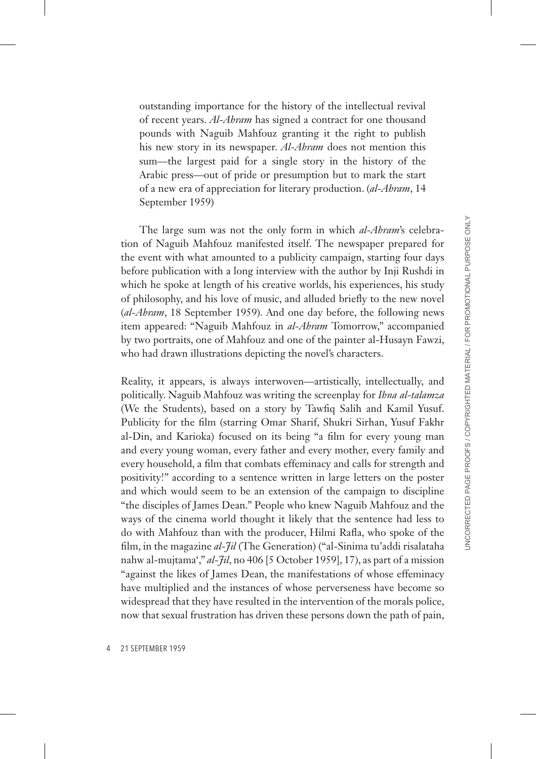outstanding importance for the history of the intellectual revival of recent years. *Al-Ahram* has signed a contract for one thousand pounds with Naguib Mahfouz granting it the right to publish his new story in its newspaper. *Al-Ahram* does not mention this sum—the largest paid for a single story in the history of the Arabic press—out of pride or presumption but to mark the start of a new era of appreciation for literary production. (*al-Ahram*, 14 September 1959)

The large sum was not the only form in which *al-Ahram*'s celebration of Naguib Mahfouz manifested itself. The newspaper prepared for the event with what amounted to a publicity campaign, starting four days before publication with a long interview with the author by Inji Rushdi in which he spoke at length of his creative worlds, his experiences, his study of philosophy, and his love of music, and alluded briefly to the new novel (*al-Ahram*, 18 September 1959). And one day before, the following news item appeared: "Naguib Mahfouz in *al-Ahram* Tomorrow," accompanied by two portraits, one of Mahfouz and one of the painter al-Husayn Fawzi, who had drawn illustrations depicting the novel's characters.

Reality, it appears, is always interwoven—artistically, intellectually, and politically. Naguib Mahfouz was writing the screenplay for *Ihna al-talamza* (We the Students), based on a story by Tawfiq Salih and Kamil Yusuf. Publicity for the film (starring Omar Sharif, Shukri Sirhan, Yusuf Fakhr al-Din, and Karioka) focused on its being "a film for every young man and every young woman, every father and every mother, every family and every household, a film that combats effeminacy and calls for strength and positivity!" according to a sentence written in large letters on the poster and which would seem to be an extension of the campaign to discipline "the disciples of James Dean." People who knew Naguib Mahfouz and the ways of the cinema world thought it likely that the sentence had less to do with Mahfouz than with the producer, Hilmi Rafla, who spoke of the film, in the magazine *al-Jil* (The Generation) ("al-Sinima tu'addi risalataha nahw al-mujtama'," *al-Jil*, no 406 [5 October 1959], 17), as part of a mission "against the likes of James Dean, the manifestations of whose effeminacy have multiplied and the instances of whose perverseness have become so widespread that they have resulted in the intervention of the morals police, now that sexual frustration has driven these persons down the path of pain,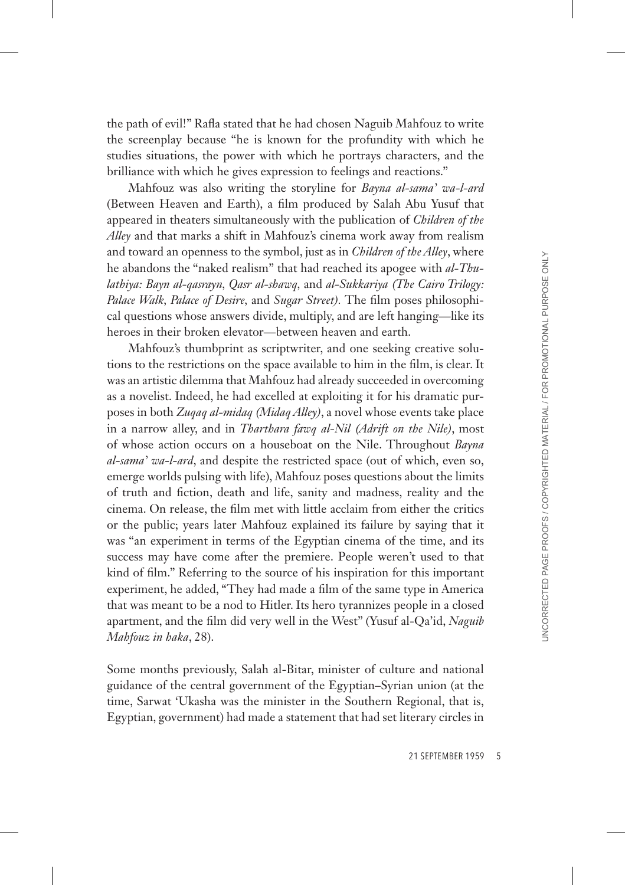the path of evil!" Rafla stated that he had chosen Naguib Mahfouz to write the screenplay because "he is known for the profundity with which he studies situations, the power with which he portrays characters, and the brilliance with which he gives expression to feelings and reactions."

Mahfouz was also writing the storyline for *Bayna al-sama' wa-l-ard* (Between Heaven and Earth), a film produced by Salah Abu Yusuf that appeared in theaters simultaneously with the publication of *Children of the Alley* and that marks a shift in Mahfouz's cinema work away from realism and toward an openness to the symbol, just as in *Children of the Alley*, where he abandons the "naked realism" that had reached its apogee with *al-Thulathiya: Bayn al-qasrayn*, *Qasr al-shawq*, and *al-Sukkariya (The Cairo Trilogy: Palace Walk*, *Palace of Desire*, and *Sugar Street)*. The film poses philosophical questions whose answers divide, multiply, and are left hanging—like its heroes in their broken elevator—between heaven and earth.

Mahfouz's thumbprint as scriptwriter, and one seeking creative solutions to the restrictions on the space available to him in the film, is clear. It was an artistic dilemma that Mahfouz had already succeeded in overcoming as a novelist. Indeed, he had excelled at exploiting it for his dramatic purposes in both *Zuqaq al-midaq (Midaq Alley)*, a novel whose events take place in a narrow alley, and in *Tharthara fawq al-Nil (Adrift on the Nile)*, most of whose action occurs on a houseboat on the Nile. Throughout *Bayna al-sama' wa-l-ard*, and despite the restricted space (out of which, even so, emerge worlds pulsing with life), Mahfouz poses questions about the limits of truth and fiction, death and life, sanity and madness, reality and the cinema. On release, the film met with little acclaim from either the critics or the public; years later Mahfouz explained its failure by saying that it was "an experiment in terms of the Egyptian cinema of the time, and its success may have come after the premiere. People weren't used to that kind of film." Referring to the source of his inspiration for this important experiment, he added, "They had made a film of the same type in America that was meant to be a nod to Hitler. Its hero tyrannizes people in a closed apartment, and the film did very well in the West" (Yusuf al-Qa'id, *Naguib Mahfouz in haka*, 28).

Some months previously, Salah al-Bitar, minister of culture and national guidance of the central government of the Egyptian–Syrian union (at the time, Sarwat 'Ukasha was the minister in the Southern Regional, that is, Egyptian, government) had made a statement that had set literary circles in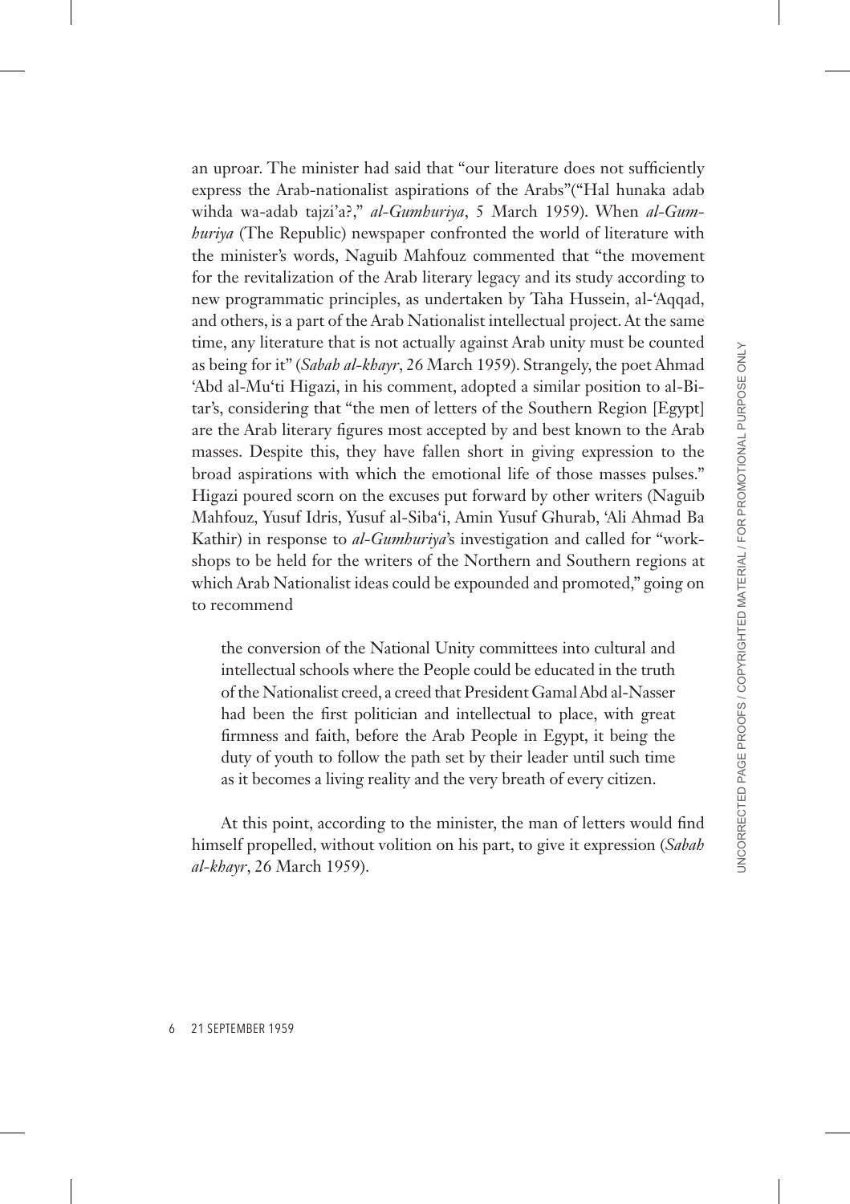an uproar. The minister had said that "our literature does not sufficiently express the Arab-nationalist aspirations of the Arabs"("Hal hunaka adab wihda wa-adab tajzi'a?," *al-Gumhuriya*, 5 March 1959). When *al-Gumhuriya* (The Republic) newspaper confronted the world of literature with the minister's words, Naguib Mahfouz commented that "the movement for the revitalization of the Arab literary legacy and its study according to new programmatic principles, as undertaken by Taha Hussein, al-'Aqqad, and others, is a part of the Arab Nationalist intellectual project. At the same time, any literature that is not actually against Arab unity must be counted as being for it" (*Sabah al-khayr*, 26 March 1959). Strangely, the poet Ahmad 'Abd al-Mu'ti Higazi, in his comment, adopted a similar position to al-Bitar's, considering that "the men of letters of the Southern Region [Egypt] are the Arab literary figures most accepted by and best known to the Arab masses. Despite this, they have fallen short in giving expression to the broad aspirations with which the emotional life of those masses pulses." Higazi poured scorn on the excuses put forward by other writers (Naguib Mahfouz, Yusuf Idris, Yusuf al-Siba'i, Amin Yusuf Ghurab, 'Ali Ahmad Ba Kathir) in response to *al-Gumhuriya*'s investigation and called for "workshops to be held for the writers of the Northern and Southern regions at which Arab Nationalist ideas could be expounded and promoted," going on to recommend

> the conversion of the National Unity committees into cultural and intellectual schools where the People could be educated in the truth of the Nationalist creed, a creed that President Gamal Abd al-Nasser had been the first politician and intellectual to place, with great firmness and faith, before the Arab People in Egypt, it being the duty of youth to follow the path set by their leader until such time as it becomes a living reality and the very breath of every citizen.

At this point, according to the minister, the man of letters would find himself propelled, without volition on his part, to give it expression (*Sabah al-khayr*, 26 March 1959).